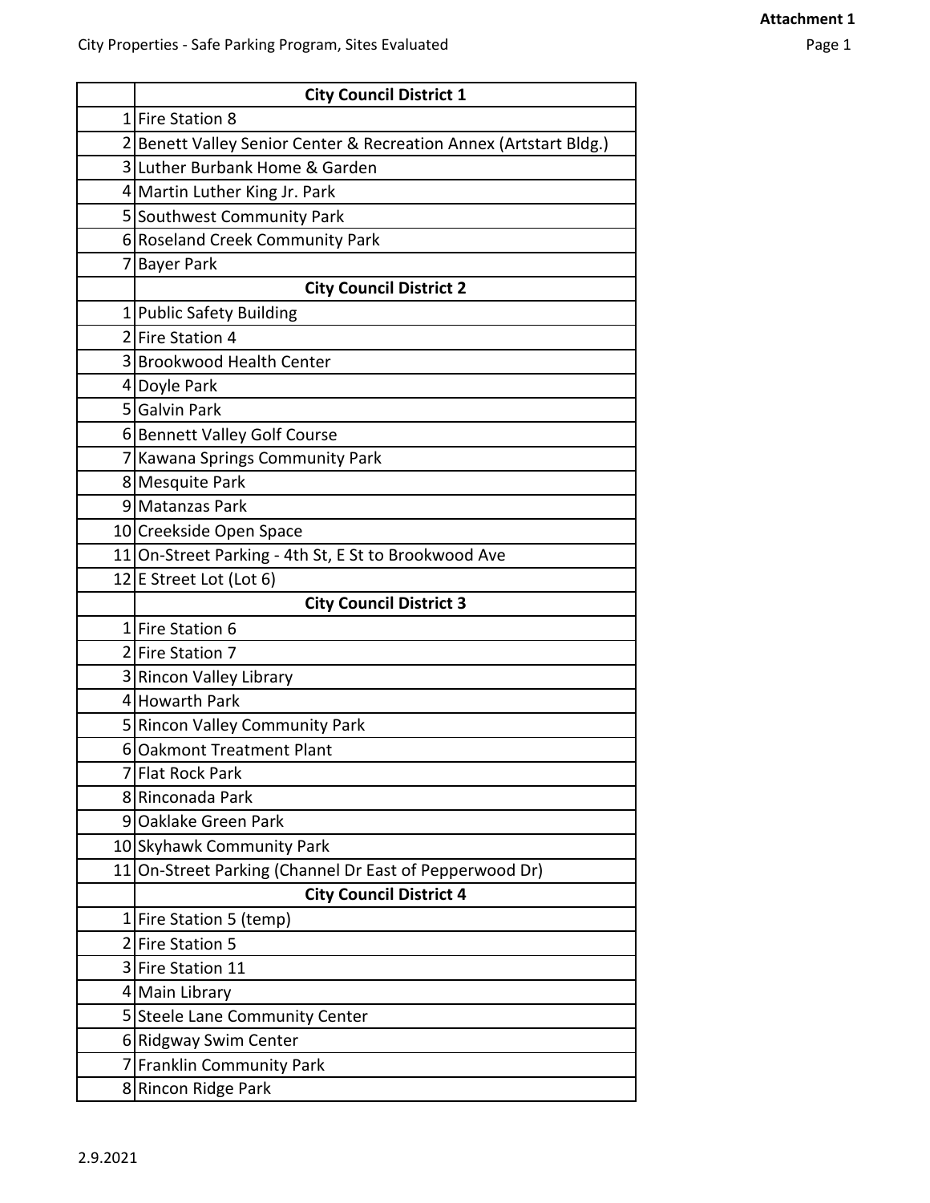**Attachment 1**

City Properties - Safe Parking Program, Sites Evaluated

| | City Council District 1 |
|---|---|
| 1 | Fire Station 8 |
| 2 | Benett Valley Senior Center & Recreation Annex (Artstart Bldg.) |
| 3 | Luther Burbank Home & Garden |
| 4 | Martin Luther King Jr. Park |
| 5 | Southwest Community Park |
| 6 | Roseland Creek Community Park |
| 7 | Bayer Park |
| | **City Council District 2** |
| 1 | Public Safety Building |
| 2 | Fire Station 4 |
| 3 | Brookwood Health Center |
| 4 | Doyle Park |
| 5 | Galvin Park |
| 6 | Bennett Valley Golf Course |
| 7 | Kawana Springs Community Park |
| 8 | Mesquite Park |
| 9 | Matanzas Park |
| 10 | Creekside Open Space |
| 11 | On-Street Parking - 4th St, E St to Brookwood Ave |
| 12 | E Street Lot (Lot 6) |
| | **City Council District 3** |
| 1 | Fire Station 6 |
| 2 | Fire Station 7 |
| 3 | Rincon Valley Library |
| 4 | Howarth Park |
| 5 | Rincon Valley Community Park |
| 6 | Oakmont Treatment Plant |
| 7 | Flat Rock Park |
| 8 | Rinconada Park |
| 9 | Oaklake Green Park |
| 10 | Skyhawk Community Park |
| 11 | On-Street Parking (Channel Dr East of Pepperwood Dr) |
| | **City Council District 4** |
| 1 | Fire Station 5 (temp) |
| 2 | Fire Station 5 |
| 3 | Fire Station 11 |
| 4 | Main Library |
| 5 | Steele Lane Community Center |
| 6 | Ridgway Swim Center |
| 7 | Franklin Community Park |
| 8 | Rincon Ridge Park |

2.9.2021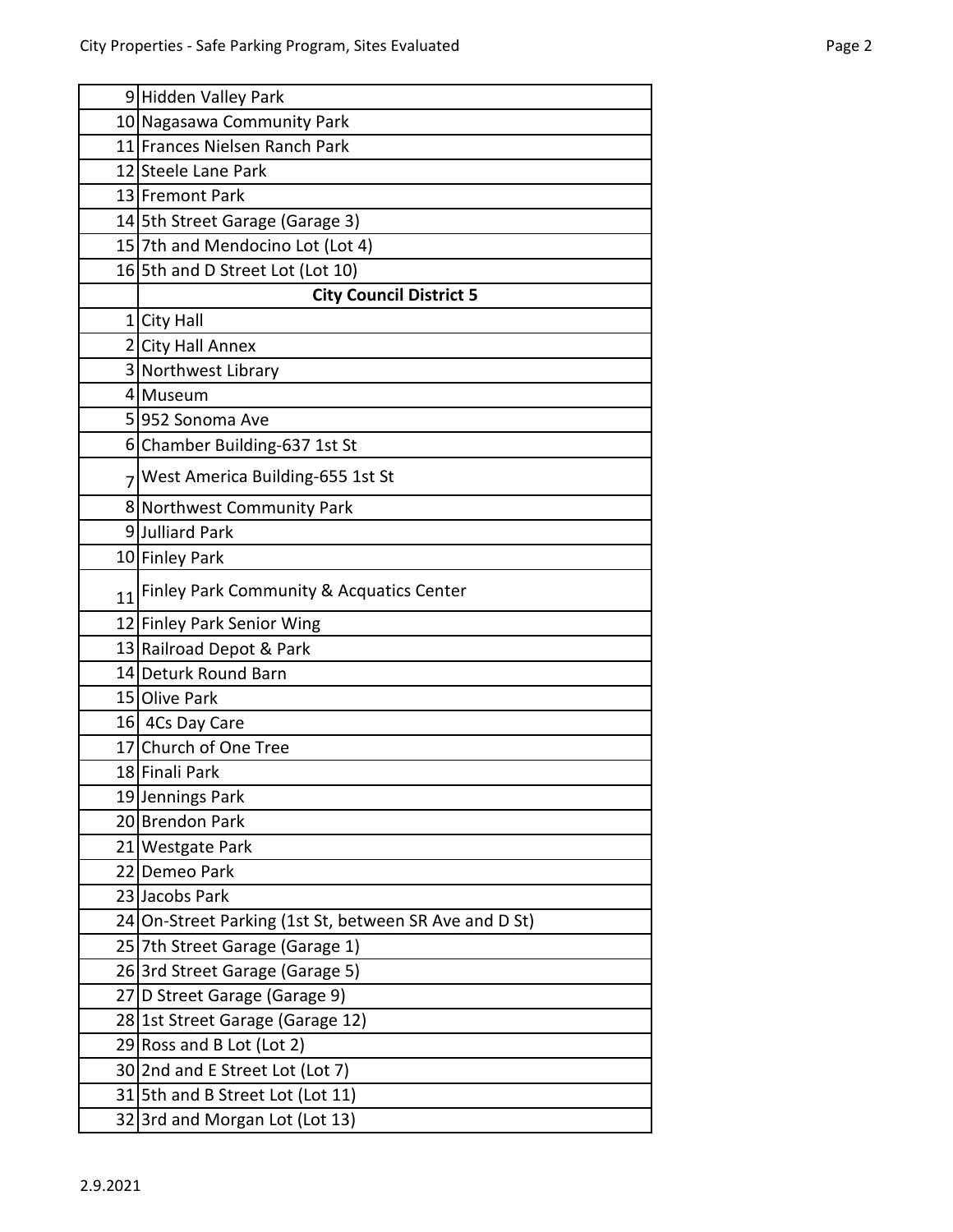| | |
|---|---|
| 9 | Hidden Valley Park |
| 10 | Nagasawa Community Park |
| 11 | Frances Nielsen Ranch Park |
| 12 | Steele Lane Park |
| 13 | Fremont Park |
| 14 | 5th Street Garage (Garage 3) |
| 15 | 7th and Mendocino Lot (Lot 4) |
| 16 | 5th and D Street Lot (Lot 10) |
| | **City Council District 5** |
| 1 | City Hall |
| 2 | City Hall Annex |
| 3 | Northwest Library |
| 4 | Museum |
| 5 | 952 Sonoma Ave |
| 6 | Chamber Building-637 1st St |
| 7 | West America Building-655 1st St |
| 8 | Northwest Community Park |
| 9 | Julliard Park |
| 10 | Finley Park |
| 11 | Finley Park Community & Acquatics Center |
| 12 | Finley Park Senior Wing |
| 13 | Railroad Depot & Park |
| 14 | Deturk Round Barn |
| 15 | Olive Park |
| 16 | 4Cs Day Care |
| 17 | Church of One Tree |
| 18 | Finali Park |
| 19 | Jennings Park |
| 20 | Brendon Park |
| 21 | Westgate Park |
| 22 | Demeo Park |
| 23 | Jacobs Park |
| 24 | On-Street Parking (1st St, between SR Ave and D St) |
| 25 | 7th Street Garage (Garage 1) |
| 26 | 3rd Street Garage (Garage 5) |
| 27 | D Street Garage (Garage 9) |
| 28 | 1st Street Garage (Garage 12) |
| 29 | Ross and B Lot (Lot 2) |
| 30 | 2nd and E Street Lot (Lot 7) |
| 31 | 5th and B Street Lot (Lot 11) |
| 32 | 3rd and Morgan Lot (Lot 13) |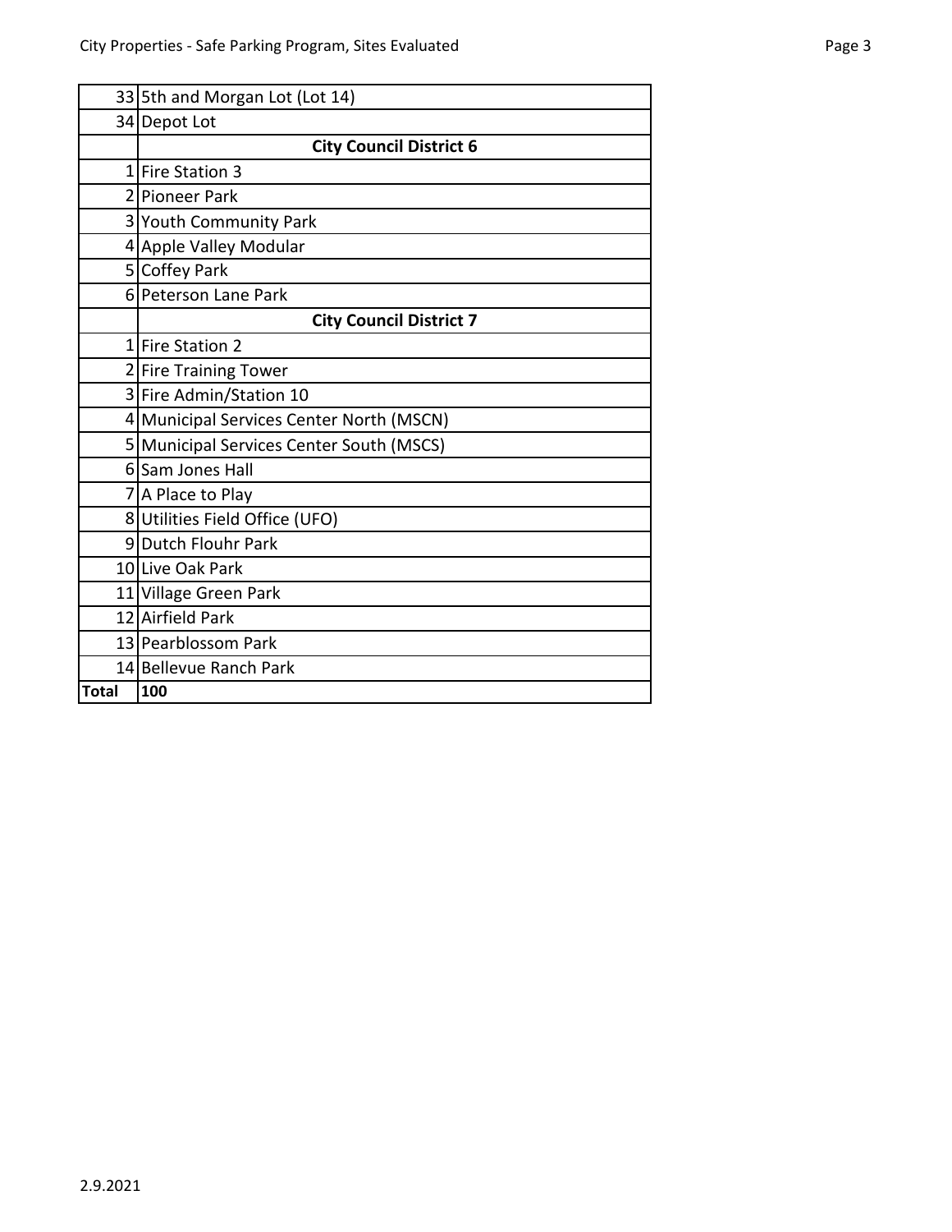| | |
|---|---|
| 33 | 5th and Morgan Lot (Lot 14) |
| 34 | Depot Lot |
| | **City Council District 6** |
| 1 | Fire Station 3 |
| 2 | Pioneer Park |
| 3 | Youth Community Park |
| 4 | Apple Valley Modular |
| 5 | Coffey Park |
| 6 | Peterson Lane Park |
| | **City Council District 7** |
| 1 | Fire Station 2 |
| 2 | Fire Training Tower |
| 3 | Fire Admin/Station 10 |
| 4 | Municipal Services Center North (MSCN) |
| 5 | Municipal Services Center South (MSCS) |
| 6 | Sam Jones Hall |
| 7 | A Place to Play |
| 8 | Utilities Field Office (UFO) |
| 9 | Dutch Flouhr Park |
| 10 | Live Oak Park |
| 11 | Village Green Park |
| 12 | Airfield Park |
| 13 | Pearblossom Park |
| 14 | Bellevue Ranch Park |
| **Total** | **100** |

2.9.2021